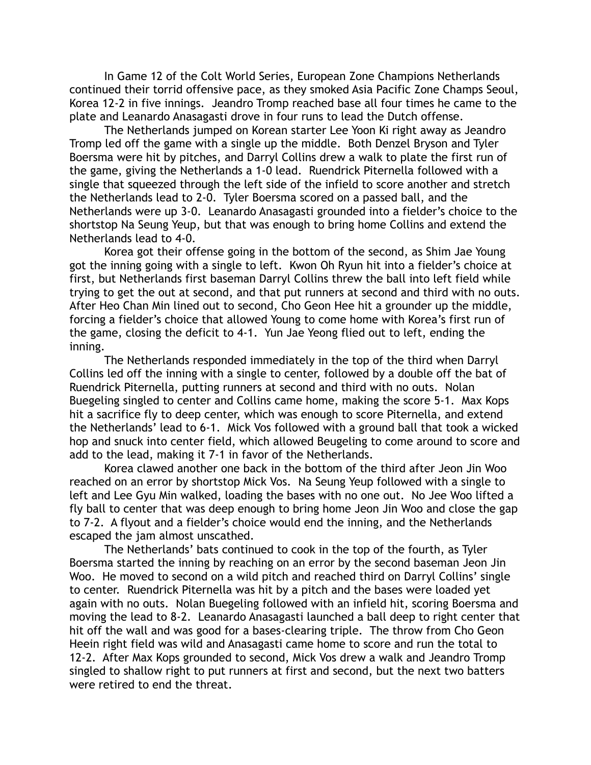In Game 12 of the Colt World Series, European Zone Champions Netherlands continued their torrid offensive pace, as they smoked Asia Pacific Zone Champs Seoul, Korea 12-2 in five innings. Jeandro Tromp reached base all four times he came to the plate and Leanardo Anasagasti drove in four runs to lead the Dutch offense.

The Netherlands jumped on Korean starter Lee Yoon Ki right away as Jeandro Tromp led off the game with a single up the middle. Both Denzel Bryson and Tyler Boersma were hit by pitches, and Darryl Collins drew a walk to plate the first run of the game, giving the Netherlands a 1-0 lead. Ruendrick Piternella followed with a single that squeezed through the left side of the infield to score another and stretch the Netherlands lead to 2-0. Tyler Boersma scored on a passed ball, and the Netherlands were up 3-0. Leanardo Anasagasti grounded into a fielder's choice to the shortstop Na Seung Yeup, but that was enough to bring home Collins and extend the Netherlands lead to 4-0.

Korea got their offense going in the bottom of the second, as Shim Jae Young got the inning going with a single to left. Kwon Oh Ryun hit into a fielder's choice at first, but Netherlands first baseman Darryl Collins threw the ball into left field while trying to get the out at second, and that put runners at second and third with no outs. After Heo Chan Min lined out to second, Cho Geon Hee hit a grounder up the middle, forcing a fielder's choice that allowed Young to come home with Korea's first run of the game, closing the deficit to 4-1. Yun Jae Yeong flied out to left, ending the inning.

The Netherlands responded immediately in the top of the third when Darryl Collins led off the inning with a single to center, followed by a double off the bat of Ruendrick Piternella, putting runners at second and third with no outs. Nolan Buegeling singled to center and Collins came home, making the score 5-1. Max Kops hit a sacrifice fly to deep center, which was enough to score Piternella, and extend the Netherlands' lead to 6-1. Mick Vos followed with a ground ball that took a wicked hop and snuck into center field, which allowed Beugeling to come around to score and add to the lead, making it 7-1 in favor of the Netherlands.

Korea clawed another one back in the bottom of the third after Jeon Jin Woo reached on an error by shortstop Mick Vos. Na Seung Yeup followed with a single to left and Lee Gyu Min walked, loading the bases with no one out. No Jee Woo lifted a fly ball to center that was deep enough to bring home Jeon Jin Woo and close the gap to 7-2. A flyout and a fielder's choice would end the inning, and the Netherlands escaped the jam almost unscathed.

The Netherlands' bats continued to cook in the top of the fourth, as Tyler Boersma started the inning by reaching on an error by the second baseman Jeon Jin Woo. He moved to second on a wild pitch and reached third on Darryl Collins' single to center. Ruendrick Piternella was hit by a pitch and the bases were loaded yet again with no outs. Nolan Buegeling followed with an infield hit, scoring Boersma and moving the lead to 8-2. Leanardo Anasagasti launched a ball deep to right center that hit off the wall and was good for a bases-clearing triple. The throw from Cho Geon Heein right field was wild and Anasagasti came home to score and run the total to 12-2. After Max Kops grounded to second, Mick Vos drew a walk and Jeandro Tromp singled to shallow right to put runners at first and second, but the next two batters were retired to end the threat.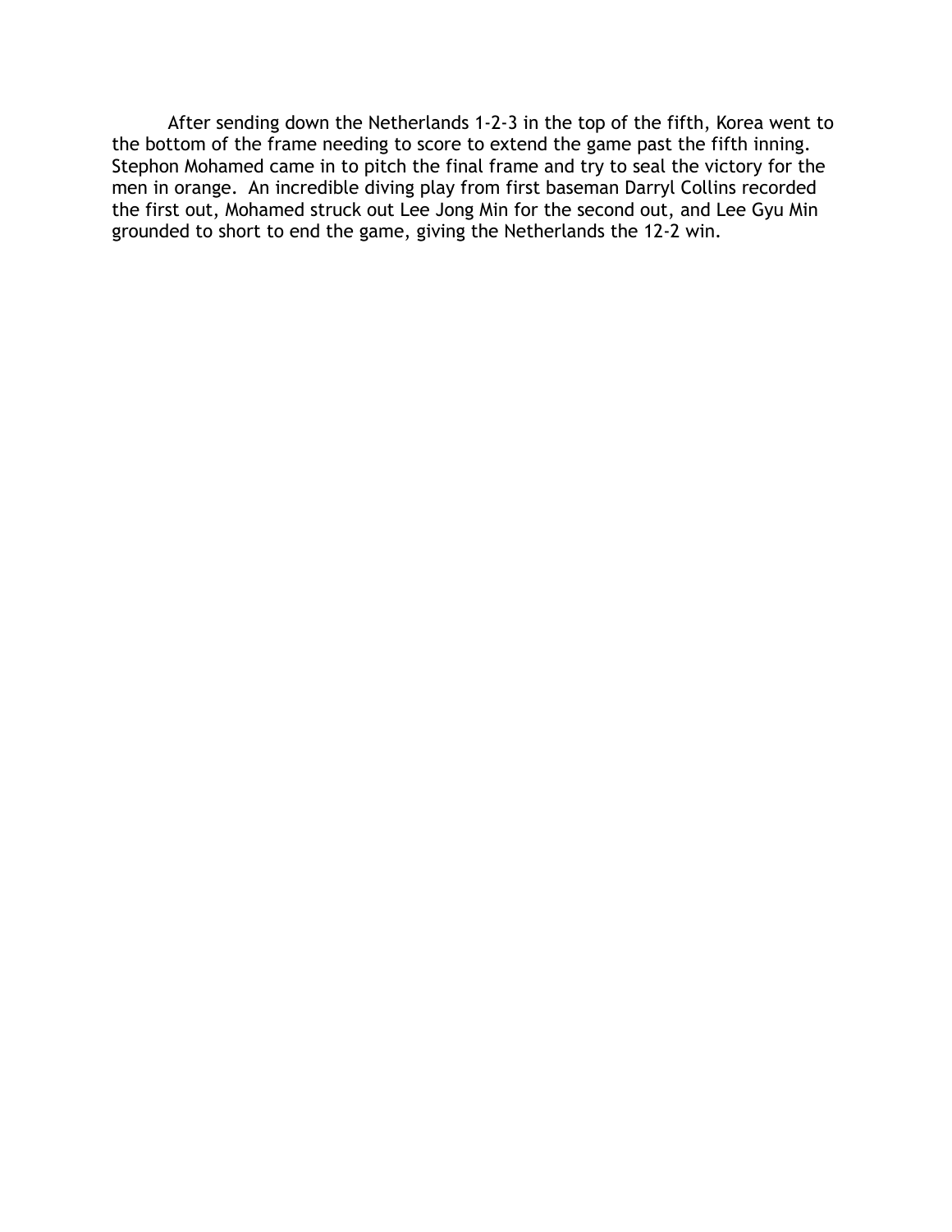After sending down the Netherlands 1-2-3 in the top of the fifth, Korea went to the bottom of the frame needing to score to extend the game past the fifth inning. Stephon Mohamed came in to pitch the final frame and try to seal the victory for the men in orange. An incredible diving play from first baseman Darryl Collins recorded the first out, Mohamed struck out Lee Jong Min for the second out, and Lee Gyu Min grounded to short to end the game, giving the Netherlands the 12-2 win.